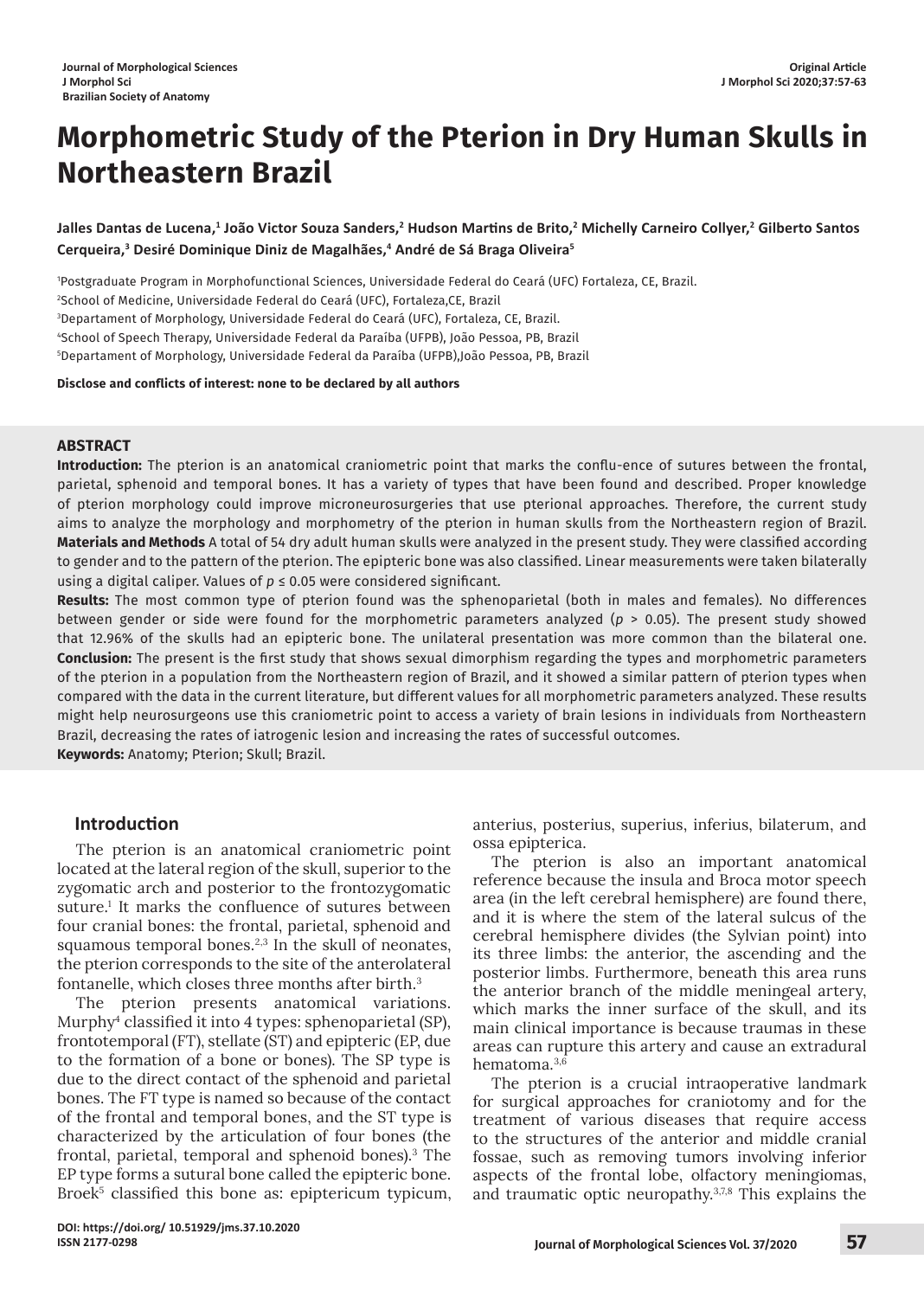Journal of Morphological Sciences
J Morphol Sci
Brazilian Society of Anatomy

Original Article

# Morphometric Study of the Pterion in Dry Human Skulls in Northeastern Brazil

**Jalles Dantas de Lucena,[1] João Victor Souza Sanders,[2] Hudson Martins de Brito,[2] Michelly Carneiro Collyer,[2] Gilberto Santos Cerqueira,[3] Desiré Dominique Diniz de Magalhães,[4] André de Sá Braga Oliveira[5]**

[1]Postgraduate Program in Morphofunctional Sciences, Universidade Federal do Ceará (UFC) Fortaleza, CE, Brazil.
[2]School of Medicine, Universidade Federal do Ceará (UFC), Fortaleza,CE, Brazil
[3]Depantament of Morphology, Universidade Federal do Ceará (UFC), Fortaleza, CE, Brazil.
[4]School of Speech Therapy, Universidade Federal da Paraíba (UFPB), João Pessoa, PB, Brazil
[5]Depantament of Morphology, Universidade Federal da Paraíba (UFPB),João Pessoa, PB, Brazil

**Disclose and conflicts of interest: none to be declared by all authors**

## ABSTRACT

**Introduction:** The pterion is an anatomical craniometric point that marks the conflu-ence of sutures between the frontal, parietal, sphenoid and temporal bones. It has a variety of types that have been found and described. Proper knowledge of pterion morphology could improve microneurosurgeries that use pterional approaches. Therefore, the current study aims to analyze the morphology and morphometry of the pterion in human skulls from the Northeastern region of Brazil.
**Materials and Methods** A total of 54 dry adult human skulls were analyzed in the present study. They were classified according to gender and to the pattern of the pterion. The epipteric bone was also classified. Linear measurements were taken bilaterally using a digital caliper. Values of $p \leq 0.05$ were considered significant.
**Results:** The most common type of pterion found was the sphenoparietal (both in males and females). No differences between gender or side were found for the morphometric parameters analyzed ($p > 0.05$). The present study showed that 12.96% of the skulls had an epipteric bone. The unilateral presentation was more common than the bilateral one.
**Conclusion:** The present is the first study that shows sexual dimorphism regarding the types and morphometric parameters of the pterion in a population from the Northeastern region of Brazil, and it showed a similar pattern of pterion types when compared with the data in the current literature, but different values for all morphometric parameters analyzed. These results might help neurosurgeons use this craniometric point to access a variety of brain lesions in individuals from Northeastern Brazil, decreasing the rates of iatrogenic lesion and increasing the rates of successful outcomes.
**Keywords:** Anatomy; Pterion; Skull; Brazil.

## Introduction

The pterion is an anatomical craniometric point located at the lateral region of the skull, superior to the zygomatic arch and posterior to the frontozygomatic suture.[1] It marks the confluence of sutures between four cranial bones: the frontal, parietal, sphenoid and squamous temporal bones.[2,3] In the skull of neonates, the pterion corresponds to the site of the anterolateral fontanelle, which closes three months after birth.[3]

The pterion presents anatomical variations. Murphy[4] classified it into 4 types: sphenoparietal (SP), frontotemporal (FT), stellate (ST) and epipteric (EP, due to the formation of a bone or bones). The SP type is due to the direct contact of the sphenoid and parietal bones. The FT type is named so because of the contact of the frontal and temporal bones, and the ST type is characterized by the articulation of four bones (the frontal, parietal, temporal and sphenoid bones).[3] The EP type forms a sutural bone called the epipteric bone. Broek[5] classified this bone as: epiptericum typicum, anterius, posterius, superius, inferius, bilaterum, and ossa epipterica.

The pterion is also an important anatomical reference because the insula and Broca motor speech area (in the left cerebral hemisphere) are found there, and it is where the stem of the lateral sulcus of the cerebral hemisphere divides (the Sylvian point) into its three limbs: the anterior, the ascending and the posterior limbs. Furthermore, beneath this area runs the anterior branch of the middle meningeal artery, which marks the inner surface of the skull, and its main clinical importance is because traumas in these areas can rupture this artery and cause an extradural hematoma.[3,6]

The pterion is a crucial intraoperative landmark for surgical approaches for craniotomy and for the treatment of various diseases that require access to the structures of the anterior and middle cranial fossae, such as removing tumors involving inferior aspects of the frontal lobe, olfactory meningiomas, and traumatic optic neuropathy.[3,7,8] This explains the

DOI: https://doi.org/ 10.51929/jms.37.10.2020
ISSN 2177-0298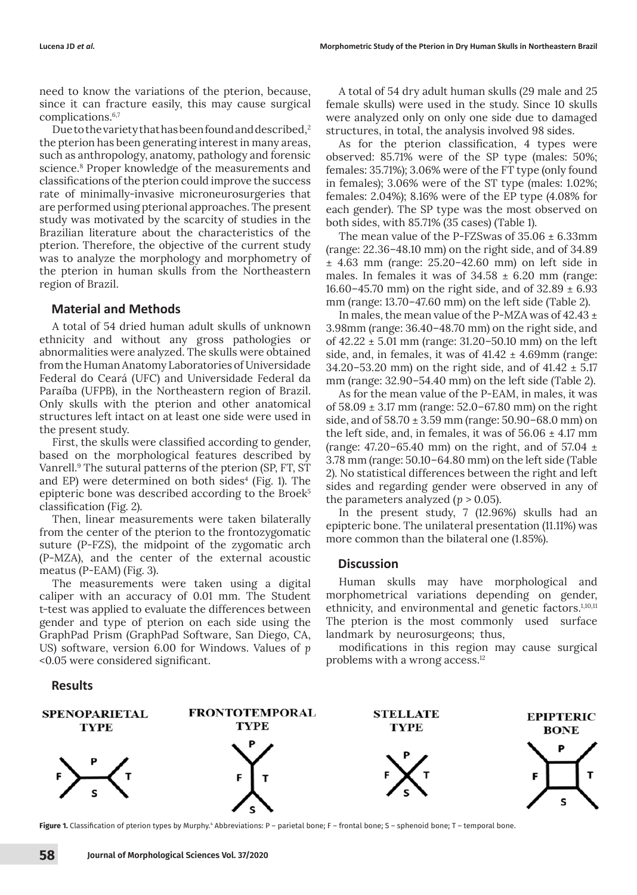need to know the variations of the pterion, because, since it can fracture easily, this may cause surgical complications.[6,7]

Due to the variety that has been found and described,[2] the pterion has been generating interest in many areas, such as anthropology, anatomy, pathology and forensic science.[8] Proper knowledge of the measurements and classifications of the pterion could improve the success rate of minimally-invasive microneurosurgeries that are performed using pterional approaches. The present study was motivated by the scarcity of studies in the Brazilian literature about the characteristics of the pterion. Therefore, the objective of the current study was to analyze the morphology and morphometry of the pterion in human skulls from the Northeastern region of Brazil.

## Material and Methods

A total of 54 dried human adult skulls of unknown ethnicity and without any gross pathologies or abnormalities were analyzed. The skulls were obtained from the Human Anatomy Laboratories of Universidade Federal do Ceará (UFC) and Universidade Federal da Paraíba (UFPB), in the Northeastern region of Brazil. Only skulls with the pterion and other anatomical structures left intact on at least one side were used in the present study.

First, the skulls were classified according to gender, based on the morphological features described by Vanrell.[9] The sutural patterns of the pterion (SP, FT, ST and EP) were determined on both sides[4] (Fig. 1). The epipteric bone was described according to the Broek[5] classification (Fig. 2).

Then, linear measurements were taken bilaterally from the center of the pterion to the frontozygomatic suture (P-FZS), the midpoint of the zygomatic arch (P-MZA), and the center of the external acoustic meatus (P-EAM) (Fig. 3).

The measurements were taken using a digital caliper with an accuracy of 0.01 mm. The Student t-test was applied to evaluate the differences between gender and type of pterion on each side using the GraphPad Prism (GraphPad Software, San Diego, CA, US) software, version 6.00 for Windows. Values of $p$ <0.05 were considered significant.

## Results

A total of 54 dry adult human skulls (29 male and 25 female skulls) were used in the study. Since 10 skulls were analyzed only on only one side due to damaged structures, in total, the analysis involved 98 sides.

As for the pterion classification, 4 types were observed: 85.71% were of the SP type (males: 50%; females: 35.71%); 3.06% were of the FT type (only found in females); 3.06% were of the ST type (males: 1.02%; females: 2.04%); 8.16% were of the EP type (4.08% for each gender). The SP type was the most observed on both sides, with 85.71% (35 cases) (Table 1).

The mean value of the P-FZSwas of 35.06 ± 6.33mm (range: 22.36–48.10 mm) on the right side, and of 34.89 ± 4.63 mm (range: 25.20–42.60 mm) on left side in males. In females it was of 34.58 ± 6.20 mm (range: 16.60–45.70 mm) on the right side, and of 32.89 ± 6.93 mm (range: 13.70–47.60 mm) on the left side (Table 2).

In males, the mean value of the P-MZA was of 42.43 ± 3.98mm (range: 36.40–48.70 mm) on the right side, and of 42.22 ± 5.01 mm (range: 31.20–50.10 mm) on the left side, and, in females, it was of 41.42 ± 4.69mm (range: 34.20–53.20 mm) on the right side, and of 41.42 ± 5.17 mm (range: 32.90–54.40 mm) on the left side (Table 2).

As for the mean value of the P-EAM, in males, it was of 58.09 ± 3.17 mm (range: 52.0–67.80 mm) on the right side, and of 58.70 ± 3.59 mm (range: 50.90–68.0 mm) on the left side, and, in females, it was of 56.06 ± 4.17 mm (range: 47.20–65.40 mm) on the right, and of 57.04 ± 3.78 mm (range: 50.10–64.80 mm) on the left side (Table 2). No statistical differences between the right and left sides and regarding gender were observed in any of the parameters analyzed ($p$ > 0.05).

In the present study, 7 (12.96%) skulls had an epipteric bone. The unilateral presentation (11.11%) was more common than the bilateral one (1.85%).

## Discussion

Human skulls may have morphological and morphometrical variations depending on gender, ethnicity, and environmental and genetic factors.[1,10,11] The pterion is the most commonly used surface landmark by neurosurgeons; thus,

modifications in this region may cause surgical problems with a wrong access.[12]

**Figure 1.** Classification of pterion types by Murphy.[4] Abbreviations: P – parietal bone; F – frontal bone; S – sphenoid bone; T – temporal bone.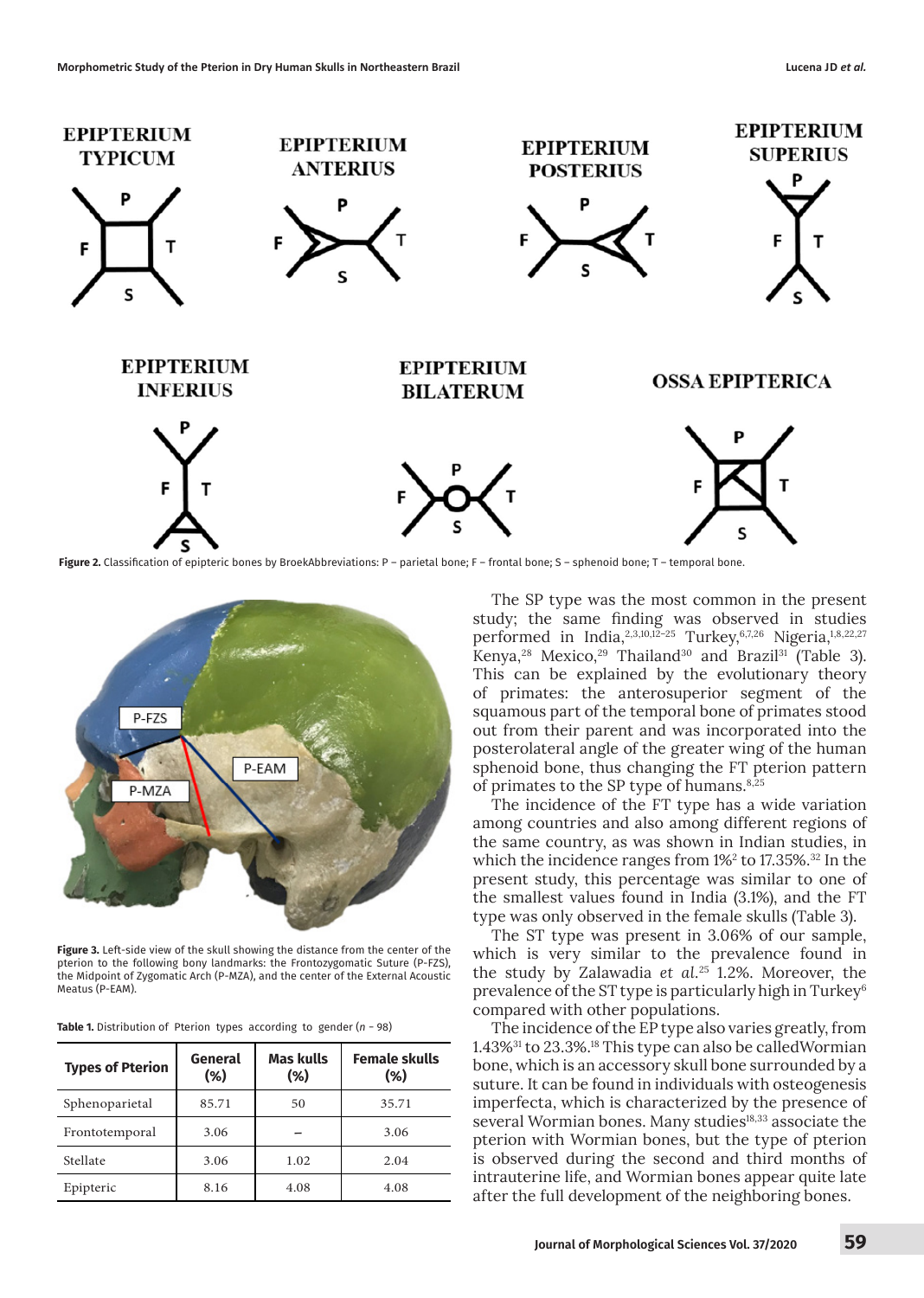EPIPTERIUM TYPICUM

EPIPTERIUM ANTERIUS

EPIPTERIUM POSTERIUS

EPIPTERIUM SUPERIUS

EPIPTERIUM INFERIUS

EPIPTERIUM BILATERUM

OSSA EPIPTERICA

**Figure 2.** Classification of epipteric bones by BroekAbbreviations: P – parietal bone; F – frontal bone; S – sphenoid bone; T – temporal bone.

**Figure 3.** Left-side view of the skull showing the distance from the center of the pterion to the following bony landmarks: the Frontozygomatic Suture (P-FZS), the Midpoint of Zygomatic Arch (P-MZA), and the center of the External Acoustic Meatus (P-EAM).

**Table 1.** Distribution of Pterion types according to gender (*n* - 98)

| Types of Pterion | General (%) | Mas kulls (%) | Female skulls (%) |
|---|---|---|---|
| Sphenoparietal | 85.71 | 50 | 35.71 |
| Frontotemporal | 3.06 | – | 3.06 |
| Stellate | 3.06 | 1.02 | 2.04 |
| Epipteric | 8.16 | 4.08 | 4.08 |

The SP type was the most common in the present study; the same finding was observed in studies performed in India,[2,3,10,12–25] Turkey,[6,7,26] Nigeria,[1,8,22,27] Kenya,[28] Mexico,[29] Thailand[30] and Brazil[31] (Table 3). This can be explained by the evolutionary theory of primates: the anterosuperior segment of the squamous part of the temporal bone of primates stood out from their parent and was incorporated into the posterolateral angle of the greater wing of the human sphenoid bone, thus changing the FT pterion pattern of primates to the SP type of humans.[8,25]

The incidence of the FT type has a wide variation among countries and also among different regions of the same country, as was shown in Indian studies, in which the incidence ranges from 1%[2] to 17.35%.[32] In the present study, this percentage was similar to one of the smallest values found in India (3.1%), and the FT type was only observed in the female skulls (Table 3).

The ST type was present in 3.06% of our sample, which is very similar to the prevalence found in the study by Zalawadia *et al.*[25] 1.2%. Moreover, the prevalence of the ST type is particularly high in Turkey[6] compared with other populations.

The incidence of the EP type also varies greatly, from 1.43%[31] to 23.3%.[18] This type can also be calledWormian bone, which is an accessory skull bone surrounded by a suture. It can be found in individuals with osteogenesis imperfecta, which is characterized by the presence of several Wormian bones. Many studies[18,33] associate the pterion with Wormian bones, but the type of pterion is observed during the second and third months of intrauterine life, and Wormian bones appear quite late after the full development of the neighboring bones.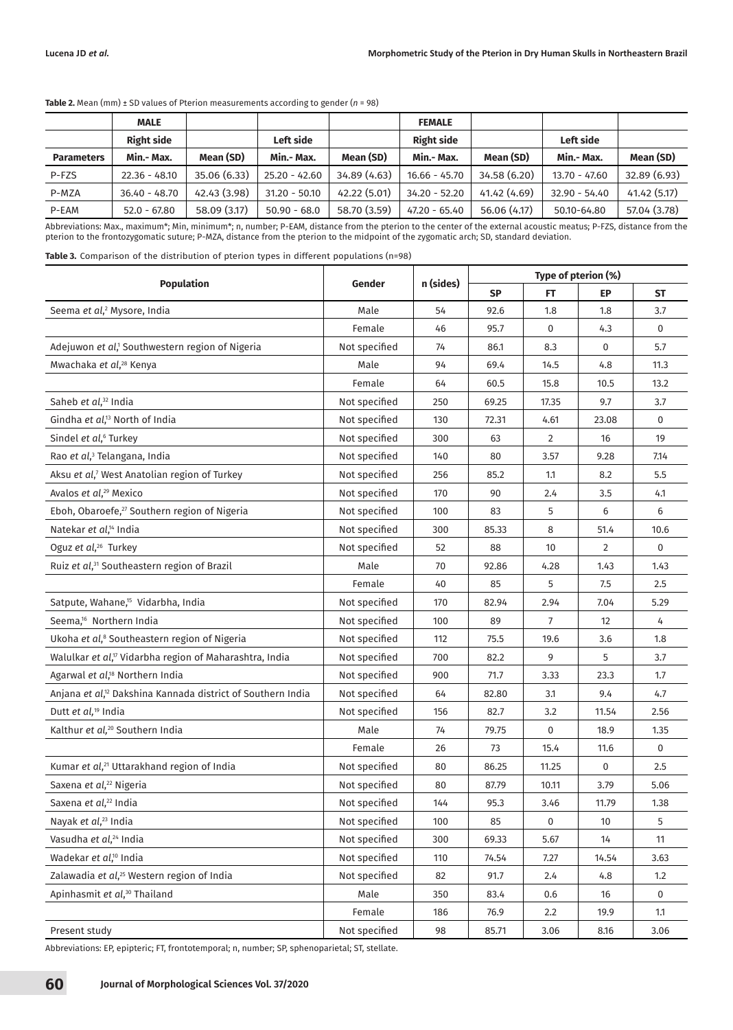**Table 2.** Mean (mm) ± SD values of Pterion measurements according to gender (*n* = 98)

| | MALE | | | | FEMALE | | | |
|---|---|---|---|---|---|---|---|---|
| | Right side | | Left side | | Right side | | Left side | |
| **Parameters** | **Min.- Max.** | **Mean (SD)** | **Min.- Max.** | **Mean (SD)** | **Min.- Max.** | **Mean (SD)** | **Min.- Max.** | **Mean (SD)** |
| P-FZS | 22.36 - 48.10 | 35.06 (6.33) | 25.20 - 42.60 | 34.89 (4.63) | 16.66 - 45.70 | 34.58 (6.20) | 13.70 - 47.60 | 32.89 (6.93) |
| P-MZA | 36.40 - 48.70 | 42.43 (3.98) | 31.20 - 50.10 | 42.22 (5.01) | 34.20 - 52.20 | 41.42 (4.69) | 32.90 - 54.40 | 41.42 (5.17) |
| P-EAM | 52.0 - 67.80 | 58.09 (3.17) | 50.90 - 68.0 | 58.70 (3.59) | 47.20 - 65.40 | 56.06 (4.17) | 50.10-64.80 | 57.04 (3.78) |

Abbreviations: Max., maximum*; Min, minimum*; n, number; P-EAM, distance from the pterion to the center of the external acoustic meatus; P-FZS, distance from the pterion to the frontozygomatic suture; P-MZA, distance from the pterion to the midpoint of the zygomatic arch; SD, standard deviation.

**Table 3.** Comparison of the distribution of pterion types in different populations (n=98)

| Population | Gender | n (sides) | Type of pterion (%) | | | |
|---|---|---|---|---|---|---|
| | | | **SP** | **FT** | **EP** | **ST** |
| Seema *et al*,[2] Mysore, India | Male | 54 | 92.6 | 1.8 | 1.8 | 3.7 |
| | Female | 46 | 95.7 | 0 | 4.3 | 0 |
| Adejuwon *et al*,[1] Southwestern region of Nigeria | Not specified | 74 | 86.1 | 8.3 | 0 | 5.7 |
| Mwachaka *et al*,[28] Kenya | Male | 94 | 69.4 | 14.5 | 4.8 | 11.3 |
| | Female | 64 | 60.5 | 15.8 | 10.5 | 13.2 |
| Saheb *et al*,[32] India | Not specified | 250 | 69.25 | 17.35 | 9.7 | 3.7 |
| Gindha *et al*,[13] North of India | Not specified | 130 | 72.31 | 4.61 | 23.08 | 0 |
| Sindel *et al*,[6] Turkey | Not specified | 300 | 63 | 2 | 16 | 19 |
| Rao *et al*,[3] Telangana, India | Not specified | 140 | 80 | 3.57 | 9.28 | 7.14 |
| Aksu *et al*,[7] West Anatolian region of Turkey | Not specified | 256 | 85.2 | 1.1 | 8.2 | 5.5 |
| Avalos *et al*,[29] Mexico | Not specified | 170 | 90 | 2.4 | 3.5 | 4.1 |
| Eboh, Obaroefe,[27] Southern region of Nigeria | Not specified | 100 | 83 | 5 | 6 | 6 |
| Natekar *et al*,[14] India | Not specified | 300 | 85.33 | 8 | 51.4 | 10.6 |
| Oguz *et al*,[26] Turkey | Not specified | 52 | 88 | 10 | 2 | 0 |
| Ruiz *et al*,[31] Southeastern region of Brazil | Male | 70 | 92.86 | 4.28 | 1.43 | 1.43 |
| | Female | 40 | 85 | 5 | 7.5 | 2.5 |
| Satpute, Wahane,[15] Vidarbha, India | Not specified | 170 | 82.94 | 2.94 | 7.04 | 5.29 |
| Seema,[16] Northern India | Not specified | 100 | 89 | 7 | 12 | 4 |
| Ukoha *et al*,[8] Southeastern region of Nigeria | Not specified | 112 | 75.5 | 19.6 | 3.6 | 1.8 |
| Walulkar *et al*,[17] Vidarbha region of Maharashtra, India | Not specified | 700 | 82.2 | 9 | 5 | 3.7 |
| Agarwal *et al*,[18] Northern India | Not specified | 900 | 71.7 | 3.33 | 23.3 | 1.7 |
| Anjana *et al*,[12] Dakshina Kannada district of Southern India | Not specified | 64 | 82.80 | 3.1 | 9.4 | 4.7 |
| Dutt *et al*,[19] India | Not specified | 156 | 82.7 | 3.2 | 11.54 | 2.56 |
| Kalthur *et al*,[20] Southern India | Male | 74 | 79.75 | 0 | 18.9 | 1.35 |
| | Female | 26 | 73 | 15.4 | 11.6 | 0 |
| Kumar *et al*,[21] Uttarakhand region of India | Not specified | 80 | 86.25 | 11.25 | 0 | 2.5 |
| Saxena *et al*,[22] Nigeria | Not specified | 80 | 87.79 | 10.11 | 3.79 | 5.06 |
| Saxena *et al*,[22] India | Not specified | 144 | 95.3 | 3.46 | 11.79 | 1.38 |
| Nayak *et al*,[23] India | Not specified | 100 | 85 | 0 | 10 | 5 |
| Vasudha *et al*,[24] India | Not specified | 300 | 69.33 | 5.67 | 14 | 11 |
| Wadekar *et al*,[10] India | Not specified | 110 | 74.54 | 7.27 | 14.54 | 3.63 |
| Zalawadia *et al*,[25] Western region of India | Not specified | 82 | 91.7 | 2.4 | 4.8 | 1.2 |
| Apinhasmit *et al*,[30] Thailand | Male | 350 | 83.4 | 0.6 | 16 | 0 |
| | Female | 186 | 76.9 | 2.2 | 19.9 | 1.1 |
| Present study | Not specified | 98 | 85.71 | 3.06 | 8.16 | 3.06 |

Abbreviations: EP, epipteric; FT, frontotemporal; n, number; SP, sphenoparietal; ST, stellate.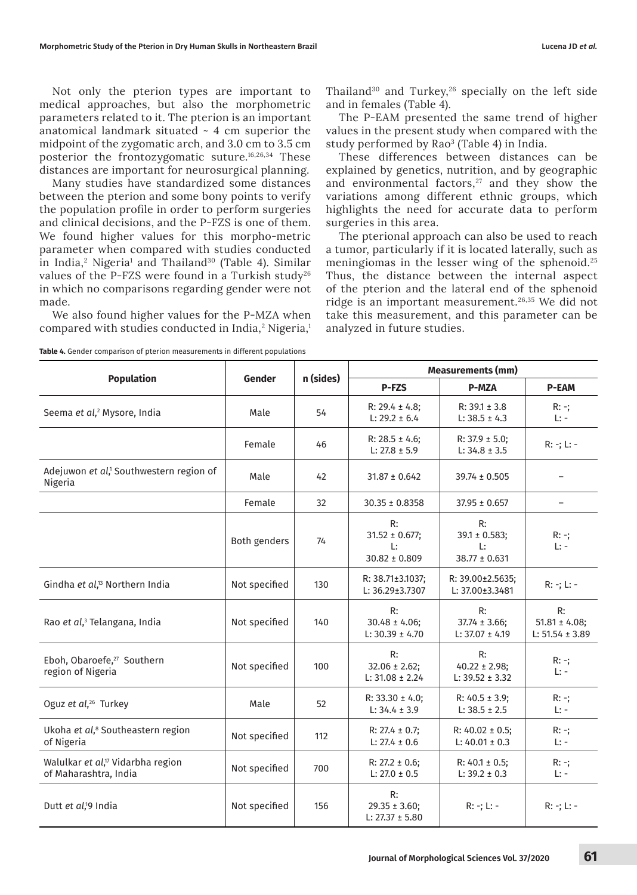Not only the pterion types are important to medical approaches, but also the morphometric parameters related to it. The pterion is an important anatomical landmark situated ~ 4 cm superior the midpoint of the zygomatic arch, and 3.0 cm to 3.5 cm posterior the frontozygomatic suture.[16,26,34] These distances are important for neurosurgical planning.

Many studies have standardized some distances between the pterion and some bony points to verify the population profile in order to perform surgeries and clinical decisions, and the P-FZS is one of them. We found higher values for this morpho-metric parameter when compared with studies conducted in India,[2] Nigeria[1] and Thailand[30] (Table 4). Similar values of the P-FZS were found in a Turkish study[26] in which no comparisons regarding gender were not made.

We also found higher values for the P-MZA when compared with studies conducted in India,[2] Nigeria,[1] Thailand[30] and Turkey,[26] specially on the left side and in females (Table 4).

The P-EAM presented the same trend of higher values in the present study when compared with the study performed by Rao[3] (Table 4) in India.

These differences between distances can be explained by genetics, nutrition, and by geographic and environmental factors,[27] and they show the variations among different ethnic groups, which highlights the need for accurate data to perform surgeries in this area.

The pterional approach can also be used to reach a tumor, particularly if it is located laterally, such as meningiomas in the lesser wing of the sphenoid.[25] Thus, the distance between the internal aspect of the pterion and the lateral end of the sphenoid ridge is an important measurement.[26,35] We did not take this measurement, and this parameter can be analyzed in future studies.

**Table 4.** Gender comparison of pterion measurements in different populations

| Population | Gender | n (sides) | Measurements (mm) | | |
|---|---|---|---|---|---|
| | | | P-FZS | P-MZA | P-EAM |
| Seema *et al*,[2] Mysore, India | Male | 54 | R: 29.4 ± 4.8; L: 29.2 ± 6.4 | R: 39.1 ± 3.8 L: 38.5 ± 4.3 | R: -; L: - |
| | Female | 46 | R: 28.5 ± 4.6; L: 27.8 ± 5.9 | R: 37.9 ± 5.0; L: 34.8 ± 3.5 | R: -; L: - |
| Adejuwon *et al*,[1] Southwestern region of Nigeria | Male | 42 | 31.87 ± 0.642 | 39.74 ± 0.505 | – |
| | Female | 32 | 30.35 ± 0.8358 | 37.95 ± 0.657 | – |
| | Both genders | 74 | R: 31.52 ± 0.677; L: 30.82 ± 0.809 | R: 39.1 ± 0.583; L: 38.77 ± 0.631 | R: -; L: - |
| Gindha *et al*,[13] Northern India | Not specified | 130 | R: 38.71±3.1037; L: 36.29±3.7307 | R: 39.00±2.5635; L: 37.00±3.3481 | R: -; L: - |
| Rao *et al*,[3] Telangana, India | Not specified | 140 | R: 30.48 ± 4.06; L: 30.39 ± 4.70 | R: 37.74 ± 3.66; L: 37.07 ± 4.19 | R: 51.81 ± 4.08; L: 51.54 ± 3.89 |
| Eboh, Obaroefe,[27] Southern region of Nigeria | Not specified | 100 | R: 32.06 ± 2.62; L: 31.08 ± 2.24 | R: 40.22 ± 2.98; L: 39.52 ± 3.32 | R: -; L: - |
| Oguz *et al*,[26] Turkey | Male | 52 | R: 33.30 ± 4.0; L: 34.4 ± 3.9 | R: 40.5 ± 3.9; L: 38.5 ± 2.5 | R: -; L: - |
| Ukoha *et al*,[8] Southeastern region of Nigeria | Not specified | 112 | R: 27.4 ± 0.7; L: 27.4 ± 0.6 | R: 40.02 ± 0.5; L: 40.01 ± 0.3 | R: -; L: - |
| Walulkar *et al*,[17] Vidarbha region of Maharashtra, India | Not specified | 700 | R: 27.2 ± 0.6; L: 27.0 ± 0.5 | R: 40.1 ± 0.5; L: 39.2 ± 0.3 | R: -; L: - |
| Dutt *et al*,[19] India | Not specified | 156 | R: 29.35 ± 3.60; L: 27.37 ± 5.80 | R: -; L: - | R: -; L: - |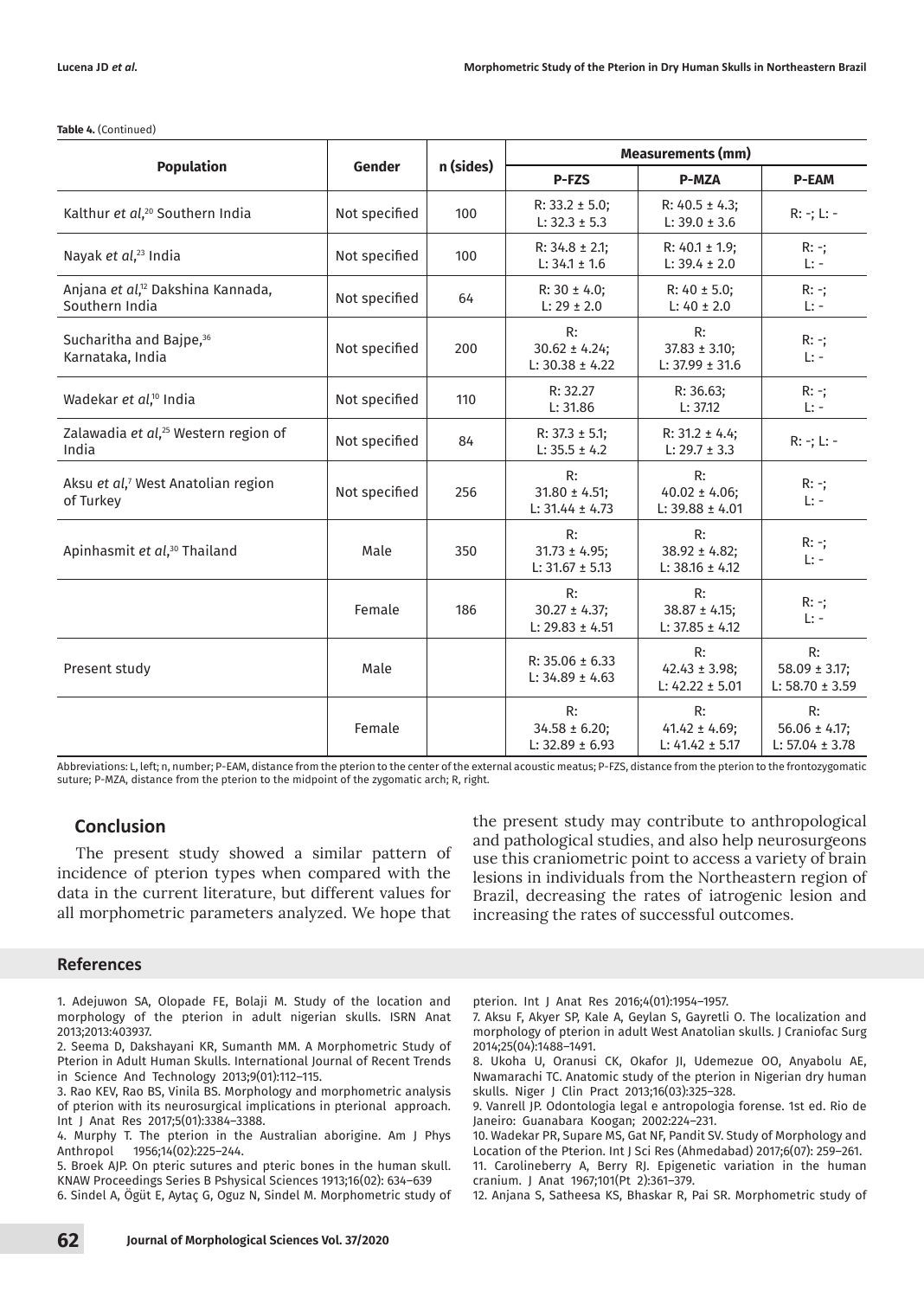**Table 4.** (Continued)

| Population | Gender | n (sides) | Measurements (mm) | | |
|---|---|---|---|---|---|
| | | | P-FZS | P-MZA | P-EAM |
| Kalthur *et al*,[20] Southern India | Not specified | 100 | R: 33.2 ± 5.0; L: 32.3 ± 5.3 | R: 40.5 ± 4.3; L: 39.0 ± 3.6 | R: -; L: - |
| Nayak *et al*,[23] India | Not specified | 100 | R: 34.8 ± 2.1; L: 34.1 ± 1.6 | R: 40.1 ± 1.9; L: 39.4 ± 2.0 | R: -; L: - |
| Anjana *et al*,[12] Dakshina Kannada, Southern India | Not specified | 64 | R: 30 ± 4.0; L: 29 ± 2.0 | R: 40 ± 5.0; L: 40 ± 2.0 | R: -; L: - |
| Sucharitha and Bajpe,[36] Karnataka, India | Not specified | 200 | R: 30.62 ± 4.24; L: 30.38 ± 4.22 | R: 37.83 ± 3.10; L: 37.99 ± 31.6 | R: -; L: - |
| Wadekar *et al*,[10] India | Not specified | 110 | R: 32.27 L: 31.86 | R: 36.63; L: 37.12 | R: -; L: - |
| Zalawadia *et al*,[25] Western region of India | Not specified | 84 | R: 37.3 ± 5.1; L: 35.5 ± 4.2 | R: 31.2 ± 4.4; L: 29.7 ± 3.3 | R: -; L: - |
| Aksu *et al*,[7] West Anatolian region of Turkey | Not specified | 256 | R: 31.80 ± 4.51; L: 31.44 ± 4.73 | R: 40.02 ± 4.06; L: 39.88 ± 4.01 | R: -; L: - |
| Apinhasmit *et al*,[30] Thailand | Male | 350 | R: 31.73 ± 4.95; L: 31.67 ± 5.13 | R: 38.92 ± 4.82; L: 38.16 ± 4.12 | R: -; L: - |
| | Female | 186 | R: 30.27 ± 4.37; L: 29.83 ± 4.51 | R: 38.87 ± 4.15; L: 37.85 ± 4.12 | R: -; L: - |
| Present study | Male | | R: 35.06 ± 6.33 L: 34.89 ± 4.63 | R: 42.43 ± 3.98; L: 42.22 ± 5.01 | R: 58.09 ± 3.17; L: 58.70 ± 3.59 |
| | Female | | R: 34.58 ± 6.20; L: 32.89 ± 6.93 | R: 41.42 ± 4.69; L: 41.42 ± 5.17 | R: 56.06 ± 4.17; L: 57.04 ± 3.78 |

Abbreviations: L, left; n, number; P-EAM, distance from the pterion to the center of the external acoustic meatus; P-FZS, distance from the pterion to the frontozygomatic suture; P-MZA, distance from the pterion to the midpoint of the zygomatic arch; R, right.

## Conclusion

The present study showed a similar pattern of incidence of pterion types when compared with the data in the current literature, but different values for all morphometric parameters analyzed. We hope that the present study may contribute to anthropological and pathological studies, and also help neurosurgeons use this craniometric point to access a variety of brain lesions in individuals from the Northeastern region of Brazil, decreasing the rates of iatrogenic lesion and increasing the rates of successful outcomes.

## References

1. Adejuwon SA, Olopade FE, Bolaji M. Study of the location and morphology of the pterion in adult nigerian skulls. ISRN Anat 2013;2013:403937.
2. Seema D, Dakshayani KR, Sumanth MM. A Morphometric Study of Pterion in Adult Human Skulls. International Journal of Recent Trends in Science And Technology 2013;9(01):112–115.
3. Rao KEV, Rao BS, Vinila BS. Morphology and morphometric analysis of pterion with its neurosurgical implications in pterional approach. Int J Anat Res 2017;5(01):3384–3388.
4. Murphy T. The pterion in the Australian aborigine. Am J Phys Anthropol 1956;14(02):225–244.
5. Broek AJP. On pteric sutures and pteric bones in the human skull. KNAW Proceedings Series B Pshysical Sciences 1913;16(02): 634–639
6. Sindel A, Ögüt E, Aytaç G, Oguz N, Sindel M. Morphometric study of pterion. Int J Anat Res 2016;4(01):1954–1957.
7. Aksu F, Akyer SP, Kale A, Geylan S, Gayretli O. The localization and morphology of pterion in adult West Anatolian skulls. J Craniofac Surg 2014;25(04):1488–1491.
8. Ukoha U, Oranusi CK, Okafor JI, Udemezue OO, Anyabolu AE, Nwamarachi TC. Anatomic study of the pterion in Nigerian dry human skulls. Niger J Clin Pract 2013;16(03):325–328.
9. Vanrell JP. Odontologia legal e antropologia forense. 1st ed. Rio de Janeiro: Guanabara Koogan; 2002:224–231.
10. Wadekar PR, Supare MS, Gat NF, Pandit SV. Study of Morphology and Location of the Pterion. Int J Sci Res (Ahmedabad) 2017;6(07): 259–261.
11. Carolineberry A, Berry RJ. Epigenetic variation in the human cranium. J Anat 1967;101(Pt 2):361–379.
12. Anjana S, Satheesa KS, Bhaskar R, Pai SR. Morphometric study of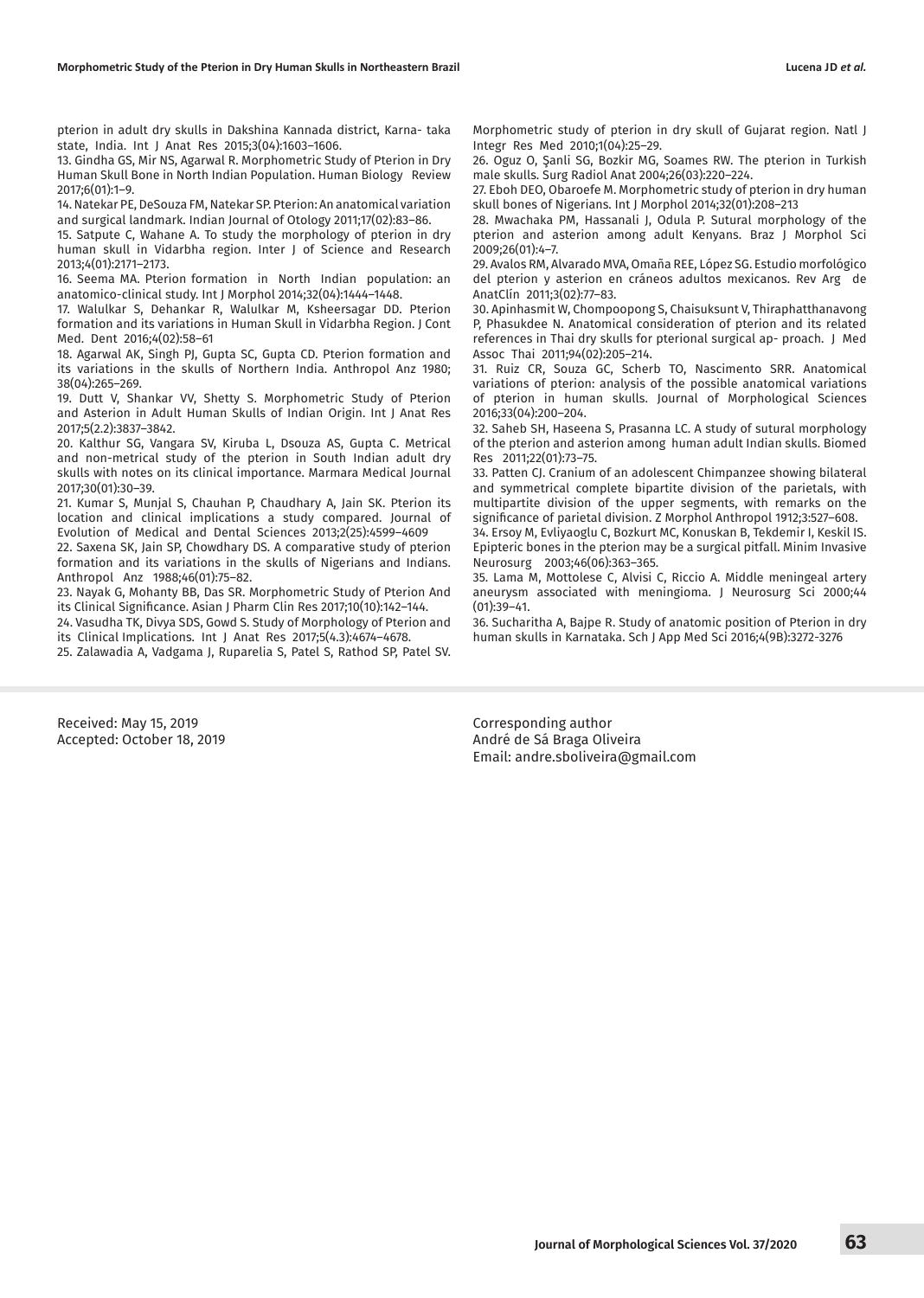pterion in adult dry skulls in Dakshina Kannada district, Karna- taka state, India. Int J Anat Res 2015;3(04):1603–1606.

13. Gindha GS, Mir NS, Agarwal R. Morphometric Study of Pterion in Dry Human Skull Bone in North Indian Population. Human Biology Review 2017;6(01):1–9.

14. Natekar PE, DeSouza FM, Natekar SP. Pterion: An anatomical variation and surgical landmark. Indian Journal of Otology 2011;17(02):83–86.

15. Satpute C, Wahane A. To study the morphology of pterion in dry human skull in Vidarbha region. Inter J of Science and Research 2013;4(01):2171–2173.

16. Seema MA. Pterion formation in North Indian population: an anatomico-clinical study. Int J Morphol 2014;32(04):1444–1448.

17. Walulkar S, Dehankar R, Walulkar M, Ksheersagar DD. Pterion formation and its variations in Human Skull in Vidarbha Region. J Cont Med. Dent 2016;4(02):58–61

18. Agarwal AK, Singh PJ, Gupta SC, Gupta CD. Pterion formation and its variations in the skulls of Northern India. Anthropol Anz 1980; 38(04):265–269.

19. Dutt V, Shankar VV, Shetty S. Morphometric Study of Pterion and Asterion in Adult Human Skulls of Indian Origin. Int J Anat Res 2017;5(2.2):3837–3842.

20. Kalthur SG, Vangara SV, Kiruba L, Dsouza AS, Gupta C. Metrical and non-metrical study of the pterion in South Indian adult dry skulls with notes on its clinical importance. Marmara Medical Journal 2017;30(01):30–39.

21. Kumar S, Munjal S, Chauhan P, Chaudhary A, Jain SK. Pterion its location and clinical implications a study compared. Journal of Evolution of Medical and Dental Sciences 2013;2(25):4599–4609

22. Saxena SK, Jain SP, Chowdhary DS. A comparative study of pterion formation and its variations in the skulls of Nigerians and Indians. Anthropol Anz 1988;46(01):75–82.

23. Nayak G, Mohanty BB, Das SR. Morphometric Study of Pterion And its Clinical Significance. Asian J Pharm Clin Res 2017;10(10):142–144.

24. Vasudha TK, Divya SDS, Gowd S. Study of Morphology of Pterion and its Clinical Implications. Int J Anat Res 2017;5(4.3):4674–4678.

25. Zalawadia A, Vadgama J, Ruparelia S, Patel S, Rathod SP, Patel SV. Morphometric study of pterion in dry skull of Gujarat region. Natl J Integr Res Med 2010;1(04):25–29.

26. Oguz O, Şanli SG, Bozkir MG, Soames RW. The pterion in Turkish male skulls. Surg Radiol Anat 2004;26(03):220–224.

27. Eboh DEO, Obaroefe M. Morphometric study of pterion in dry human skull bones of Nigerians. Int J Morphol 2014;32(01):208–213

28. Mwachaka PM, Hassanali J, Odula P. Sutural morphology of the pterion and asterion among adult Kenyans. Braz J Morphol Sci 2009;26(01):4–7.

29. Avalos RM, Alvarado MVA, Omaña REE, López SG. Estudio morfológico del pterion y asterion en cráneos adultos mexicanos. Rev Arg de AnatClín 2011;3(02):77–83.

30. Apinhasmit W, Chompoopong S, Chaisuksunt V, Thiraphatthanavong P, Phasukdee N. Anatomical consideration of pterion and its related references in Thai dry skulls for pterional surgical ap- proach. J Med Assoc Thai 2011;94(02):205–214.

31. Ruiz CR, Souza GC, Scherb TO, Nascimento SRR. Anatomical variations of pterion: analysis of the possible anatomical variations of pterion in human skulls. Journal of Morphological Sciences 2016;33(04):200–204.

32. Saheb SH, Haseena S, Prasanna LC. A study of sutural morphology of the pterion and asterion among human adult Indian skulls. Biomed Res 2011;22(01):73–75.

33. Patten CJ. Cranium of an adolescent Chimpanzee showing bilateral and symmetrical complete bipartite division of the parietals, with multipartite division of the upper segments, with remarks on the significance of parietal division. Z Morphol Anthropol 1912;3:527–608.

34. Ersoy M, Evliyaoglu C, Bozkurt MC, Konuskan B, Tekdemir I, Keskil IS. Epipteric bones in the pterion may be a surgical pitfall. Minim Invasive Neurosurg 2003;46(06):363–365.

35. Lama M, Mottolese C, Alvisi C, Riccio A. Middle meningeal artery aneurysm associated with meningioma. J Neurosurg Sci 2000;44 (01):39–41.

36. Sucharitha A, Bajpe R. Study of anatomic position of Pterion in dry human skulls in Karnataka. Sch J App Med Sci 2016;4(9B):3272-3276

Received: May 15, 2019
Accepted: October 18, 2019

Corresponding author
André de Sá Braga Oliveira
Email: andre.sboliveira@gmail.com